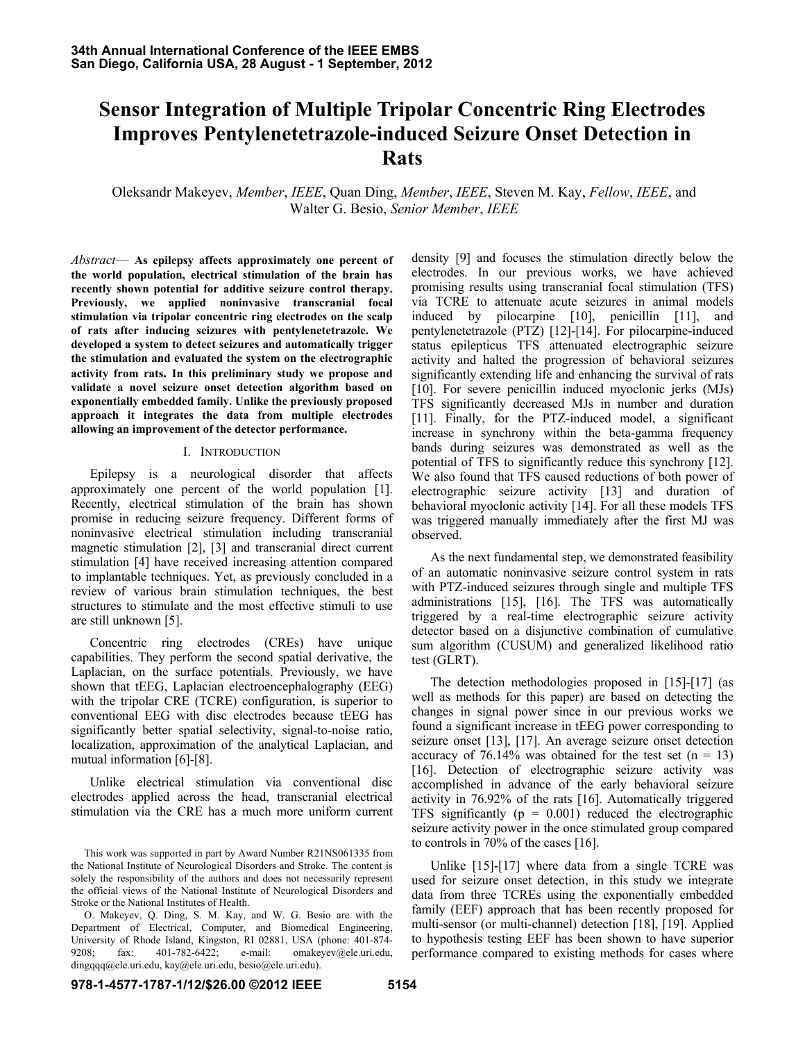# Sensor Integration of Multiple Tripolar Concentric Ring Electrodes Improves Pentylenetetrazole-induced Seizure Onset Detection in Rats

Oleksandr Makeyev, *Member*, *IEEE*, Quan Ding, *Member*, *IEEE*, Steven M. Kay, *Fellow*, *IEEE*, and Walter G. Besio, *Senior Member*, *IEEE*

*Abstract*— **As epilepsy affects approximately one percent of the world population, electrical stimulation of the brain has recently shown potential for additive seizure control therapy. Previously, we applied noninvasive transcranial focal stimulation via tripolar concentric ring electrodes on the scalp of rats after inducing seizures with pentylenetetrazole. We developed a system to detect seizures and automatically trigger the stimulation and evaluated the system on the electrographic activity from rats. In this preliminary study we propose and validate a novel seizure onset detection algorithm based on exponentially embedded family. Unlike the previously proposed approach it integrates the data from multiple electrodes allowing an improvement of the detector performance.**

## I. Introduction

Epilepsy is a neurological disorder that affects approximately one percent of the world population [1]. Recently, electrical stimulation of the brain has shown promise in reducing seizure frequency. Different forms of noninvasive electrical stimulation including transcranial magnetic stimulation [2], [3] and transcranial direct current stimulation [4] have received increasing attention compared to implantable techniques. Yet, as previously concluded in a review of various brain stimulation techniques, the best structures to stimulate and the most effective stimuli to use are still unknown [5].

Concentric ring electrodes (CREs) have unique capabilities. They perform the second spatial derivative, the Laplacian, on the surface potentials. Previously, we have shown that tEEG, Laplacian electroencephalography (EEG) with the tripolar CRE (TCRE) configuration, is superior to conventional EEG with disc electrodes because tEEG has significantly better spatial selectivity, signal-to-noise ratio, localization, approximation of the analytical Laplacian, and mutual information [6]-[8].

Unlike electrical stimulation via conventional disc electrodes applied across the head, transcranial electrical stimulation via the CRE has a much more uniform current density [9] and focuses the stimulation directly below the electrodes. In our previous works, we have achieved promising results using transcranial focal stimulation (TFS) via TCRE to attenuate acute seizures in animal models induced by pilocarpine [10], penicillin [11], and pentylenetetrazole (PTZ) [12]-[14]. For pilocarpine-induced status epilepticus TFS attenuated electrographic seizure activity and halted the progression of behavioral seizures significantly extending life and enhancing the survival of rats [10]. For severe penicillin induced myoclonic jerks (MJs) TFS significantly decreased MJs in number and duration [11]. Finally, for the PTZ-induced model, a significant increase in synchrony within the beta-gamma frequency bands during seizures was demonstrated as well as the potential of TFS to significantly reduce this synchrony [12]. We also found that TFS caused reductions of both power of electrographic seizure activity [13] and duration of behavioral myoclonic activity [14]. For all these models TFS was triggered manually immediately after the first MJ was observed.

As the next fundamental step, we demonstrated feasibility of an automatic noninvasive seizure control system in rats with PTZ-induced seizures through single and multiple TFS administrations [15], [16]. The TFS was automatically triggered by a real-time electrographic seizure activity detector based on a disjunctive combination of cumulative sum algorithm (CUSUM) and generalized likelihood ratio test (GLRT).

The detection methodologies proposed in [15]-[17] (as well as methods for this paper) are based on detecting the changes in signal power since in our previous works we found a significant increase in tEEG power corresponding to seizure onset [13], [17]. An average seizure onset detection accuracy of 76.14% was obtained for the test set ($n = 13$) [16]. Detection of electrographic seizure activity was accomplished in advance of the early behavioral seizure activity in 76.92% of the rats [16]. Automatically triggered TFS significantly ($p = 0.001$) reduced the electrographic seizure activity power in the once stimulated group compared to controls in 70% of the cases [16].

Unlike [15]-[17] where data from a single TCRE was used for seizure onset detection, in this study we integrate data from three TCREs using the exponentially embedded family (EEF) approach that has been recently proposed for multi-sensor (or multi-channel) detection [18], [19]. Applied to hypothesis testing EEF has been shown to have superior performance compared to existing methods for cases where

This work was supported in part by Award Number R21NS061335 from the National Institute of Neurological Disorders and Stroke. The content is solely the responsibility of the authors and does not necessarily represent the official views of the National Institute of Neurological Disorders and Stroke or the National Institutes of Health.

O. Makeyev, Q. Ding, S. M. Kay, and W. G. Besio are with the Department of Electrical, Computer, and Biomedical Engineering, University of Rhode Island, Kingston, RI 02881, USA (phone: 401-874-9208; fax: 401-782-6422; e-mail: omakeyev@ele.uri.edu, dingqqq@ele.uri.edu, kay@ele.uri.edu, besio@ele.uri.edu).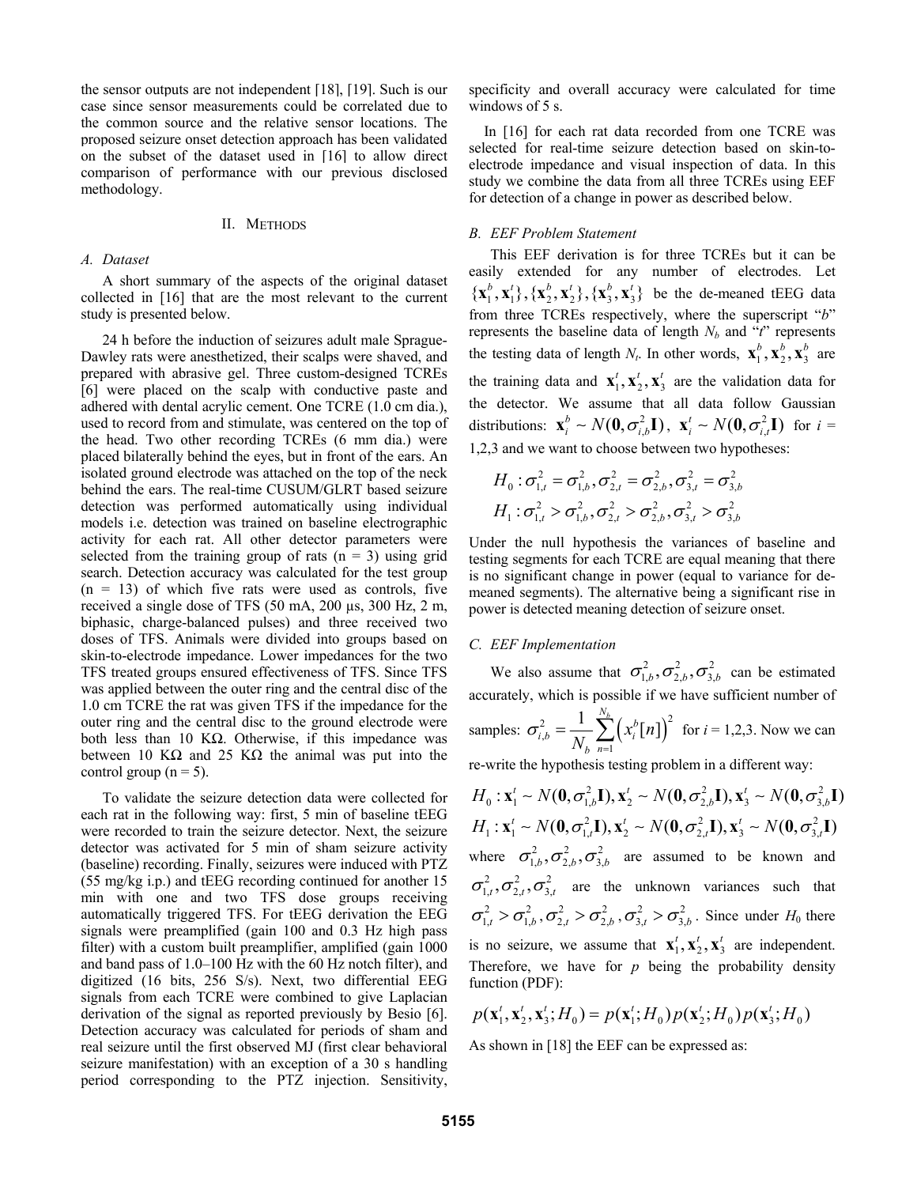the sensor outputs are not independent [18], [19]. Such is our case since sensor measurements could be correlated due to the common source and the relative sensor locations. The proposed seizure onset detection approach has been validated on the subset of the dataset used in [16] to allow direct comparison of performance with our previous disclosed methodology.

## II. Methods

### A. Dataset

A short summary of the aspects of the original dataset collected in [16] that are the most relevant to the current study is presented below.

24 h before the induction of seizures adult male Sprague-Dawley rats were anesthetized, their scalps were shaved, and prepared with abrasive gel. Three custom-designed TCREs [6] were placed on the scalp with conductive paste and adhered with dental acrylic cement. One TCRE (1.0 cm dia.), used to record from and stimulate, was centered on the top of the head. Two other recording TCREs (6 mm dia.) were placed bilaterally behind the eyes, but in front of the ears. An isolated ground electrode was attached on the top of the neck behind the ears. The real-time CUSUM/GLRT based seizure detection was performed automatically using individual models i.e. detection was trained on baseline electrographic activity for each rat. All other detector parameters were selected from the training group of rats ($n = 3$) using grid search. Detection accuracy was calculated for the test group ($n = 13$) of which five rats were used as controls, five received a single dose of TFS (50 mA, 200 µs, 300 Hz, 2 m, biphasic, charge-balanced pulses) and three received two doses of TFS. Animals were divided into groups based on skin-to-electrode impedance. Lower impedances for the two TFS treated groups ensured effectiveness of TFS. Since TFS was applied between the outer ring and the central disc of the 1.0 cm TCRE the rat was given TFS if the impedance for the outer ring and the central disc to the ground electrode were both less than 10 KΩ. Otherwise, if this impedance was between 10 KΩ and 25 KΩ the animal was put into the control group ($n = 5$).

To validate the seizure detection data were collected for each rat in the following way: first, 5 min of baseline tEEG were recorded to train the seizure detector. Next, the seizure detector was activated for 5 min of sham seizure activity (baseline) recording. Finally, seizures were induced with PTZ (55 mg/kg i.p.) and tEEG recording continued for another 15 min with one and two TFS dose groups receiving automatically triggered TFS. For tEEG derivation the EEG signals were preamplified (gain 100 and 0.3 Hz high pass filter) with a custom built preamplifier, amplified (gain 1000 and band pass of 1.0–100 Hz with the 60 Hz notch filter), and digitized (16 bits, 256 S/s). Next, two differential EEG signals from each TCRE were combined to give Laplacian derivation of the signal as reported previously by Besio [6]. Detection accuracy was calculated for periods of sham and real seizure until the first observed MJ (first clear behavioral seizure manifestation) with an exception of a 30 s handling period corresponding to the PTZ injection. Sensitivity, specificity and overall accuracy were calculated for time windows of 5 s.

In [16] for each rat data recorded from one TCRE was selected for real-time seizure detection based on skin-to-electrode impedance and visual inspection of data. In this study we combine the data from all three TCREs using EEF for detection of a change in power as described below.

### B. EEF Problem Statement

This EEF derivation is for three TCREs but it can be easily extended for any number of electrodes. Let $\{\mathbf{x}_1^b, \mathbf{x}_1^t\}, \{\mathbf{x}_2^b, \mathbf{x}_2^t\}, \{\mathbf{x}_3^b, \mathbf{x}_3^t\}$ be the de-meaned tEEG data from three TCREs respectively, where the superscript "*b*" represents the baseline data of length $N_b$ and "*t*" represents the testing data of length $N_t$. In other words, $\mathbf{x}_1^b, \mathbf{x}_2^b, \mathbf{x}_3^b$ are the training data and $\mathbf{x}_1^t, \mathbf{x}_2^t, \mathbf{x}_3^t$ are the validation data for the detector. We assume that all data follow Gaussian distributions: $\mathbf{x}_i^b \sim N(\mathbf{0}, \sigma_{i,b}^2 \mathbf{I})$, $\mathbf{x}_i^t \sim N(\mathbf{0}, \sigma_{i,t}^2 \mathbf{I})$ for $i$ = 1,2,3 and we want to choose between two hypotheses:

$$H_0 : \sigma_{1,t}^2 = \sigma_{1,b}^2, \sigma_{2,t}^2 = \sigma_{2,b}^2, \sigma_{3,t}^2 = \sigma_{3,b}^2$$
$$H_1 : \sigma_{1,t}^2 > \sigma_{1,b}^2, \sigma_{2,t}^2 > \sigma_{2,b}^2, \sigma_{3,t}^2 > \sigma_{3,b}^2$$

Under the null hypothesis the variances of baseline and testing segments for each TCRE are equal meaning that there is no significant change in power (equal to variance for de-meaned segments). The alternative being a significant rise in power is detected meaning detection of seizure onset.

### C. EEF Implementation

We also assume that $\sigma_{1,b}^2, \sigma_{2,b}^2, \sigma_{3,b}^2$ can be estimated accurately, which is possible if we have sufficient number of samples: $\sigma_{i,b}^2 = \frac{1}{N_b} \sum_{n=1}^{N_b} \left( x_i^b[n] \right)^2$ for $i$ = 1,2,3. Now we can re-write the hypothesis testing problem in a different way:

$$H_0 : \mathbf{x}_1^t \sim N(\mathbf{0}, \sigma_{1,b}^2 \mathbf{I}), \mathbf{x}_2^t \sim N(\mathbf{0}, \sigma_{2,b}^2 \mathbf{I}), \mathbf{x}_3^t \sim N(\mathbf{0}, \sigma_{3,b}^2 \mathbf{I})$$
$$H_1 : \mathbf{x}_1^t \sim N(\mathbf{0}, \sigma_{1,t}^2 \mathbf{I}), \mathbf{x}_2^t \sim N(\mathbf{0}, \sigma_{2,t}^2 \mathbf{I}), \mathbf{x}_3^t \sim N(\mathbf{0}, \sigma_{3,t}^2 \mathbf{I})$$

where $\sigma_{1,b}^2, \sigma_{2,b}^2, \sigma_{3,b}^2$ are assumed to be known and $\sigma_{1,t}^2, \sigma_{2,t}^2, \sigma_{3,t}^2$ are the unknown variances such that $\sigma_{1,t}^2 > \sigma_{1,b}^2, \sigma_{2,t}^2 > \sigma_{2,b}^2, \sigma_{3,t}^2 > \sigma_{3,b}^2$. Since under $H_0$ there is no seizure, we assume that $\mathbf{x}_1^t, \mathbf{x}_2^t, \mathbf{x}_3^t$ are independent. Therefore, we have for $p$ being the probability density function (PDF):

$$p(\mathbf{x}_1^t, \mathbf{x}_2^t, \mathbf{x}_3^t; H_0) = p(\mathbf{x}_1^t; H_0) p(\mathbf{x}_2^t; H_0) p(\mathbf{x}_3^t; H_0)$$

As shown in [18] the EEF can be expressed as: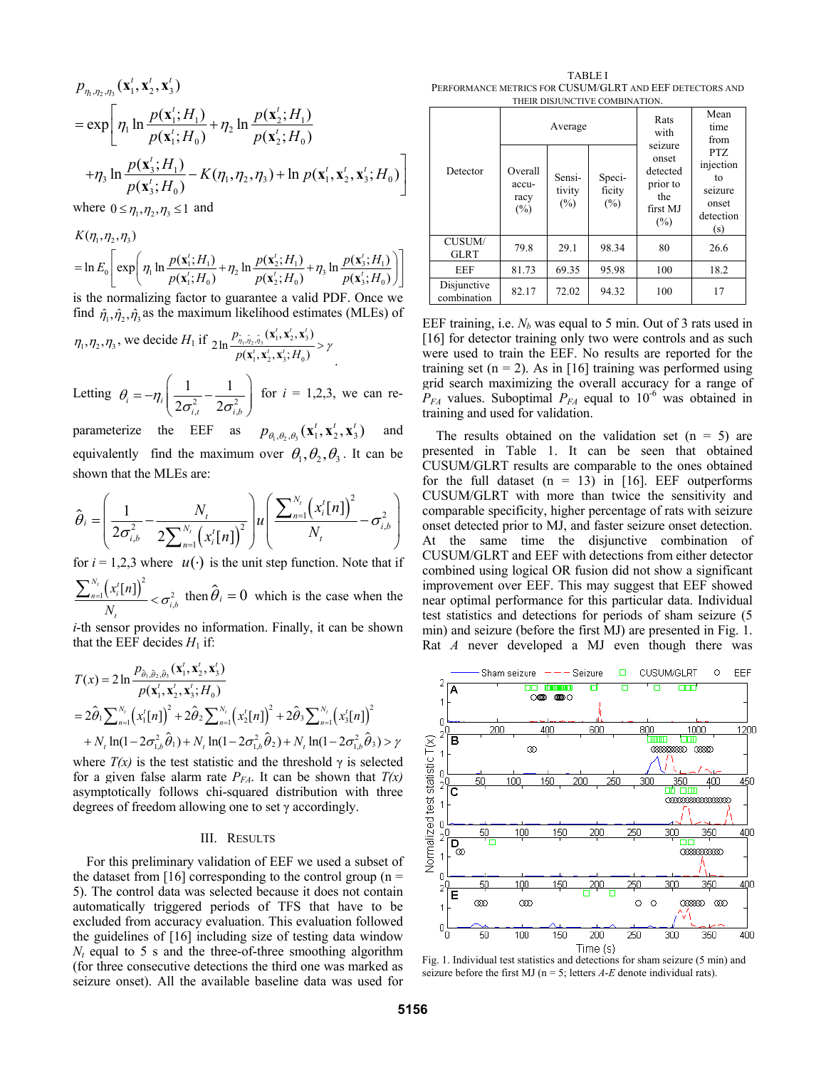$$p_{\eta_1,\eta_2,\eta_3}(\mathbf{x}_1^t,\mathbf{x}_2^t,\mathbf{x}_3^t)$$
$$= \exp\left[\eta_1 \ln\frac{p(\mathbf{x}_1^t;H_1)}{p(\mathbf{x}_1^t;H_0)} + \eta_2 \ln\frac{p(\mathbf{x}_2^t;H_1)}{p(\mathbf{x}_2^t;H_0)} + \eta_3 \ln\frac{p(\mathbf{x}_3^t;H_1)}{p(\mathbf{x}_3^t;H_0)} - K(\eta_1,\eta_2,\eta_3) + \ln p(\mathbf{x}_1^t,\mathbf{x}_2^t,\mathbf{x}_3^t;H_0)\right]$$

where $0 \le \eta_1,\eta_2,\eta_3 \le 1$ and

$$K(\eta_1,\eta_2,\eta_3) = \ln E_0\left[\exp\left(\eta_1 \ln\frac{p(\mathbf{x}_1^t;H_1)}{p(\mathbf{x}_1^t;H_0)} + \eta_2 \ln\frac{p(\mathbf{x}_2^t;H_1)}{p(\mathbf{x}_2^t;H_0)} + \eta_3 \ln\frac{p(\mathbf{x}_3^t;H_1)}{p(\mathbf{x}_3^t;H_0)}\right)\right]$$

is the normalizing factor to guarantee a valid PDF. Once we find $\hat{\eta}_1,\hat{\eta}_2,\hat{\eta}_3$ as the maximum likelihood estimates (MLEs) of $\eta_1,\eta_2,\eta_3$, we decide $H_1$ if $2\ln\frac{p_{\hat{\eta}_1,\hat{\eta}_2,\hat{\eta}_3}(\mathbf{x}_1^t,\mathbf{x}_2^t,\mathbf{x}_3^t)}{p(\mathbf{x}_1^t,\mathbf{x}_2^t,\mathbf{x}_3^t;H_0)} > \gamma$.

Letting $\theta_i = -\eta_i\left(\frac{1}{2\sigma_{i,t}^2} - \frac{1}{2\sigma_{i,b}^2}\right)$ for $i$ = 1,2,3, we can re-parameterize the EEF as $p_{\theta_1,\theta_2,\theta_3}(\mathbf{x}_1^t,\mathbf{x}_2^t,\mathbf{x}_3^t)$ and equivalently find the maximum over $\theta_1,\theta_2,\theta_3$. It can be shown that the MLEs are:

$$\hat{\theta}_i = \left(\frac{1}{2\sigma_{i,b}^2} - \frac{N_t}{2\sum_{n=1}^{N_t}\left(x_i^t[n]\right)^2}\right) u\left(\frac{\sum_{n=1}^{N_t}\left(x_i^t[n]\right)^2}{N_t} - \sigma_{i,b}^2\right)$$

for $i$ = 1,2,3 where $u(\cdot)$ is the unit step function. Note that if $\frac{\sum_{n=1}^{N_t}\left(x_i^t[n]\right)^2}{N_t} < \sigma_{i,b}^2$ then $\hat{\theta}_i = 0$ which is the case when the $i$-th sensor provides no information. Finally, it can be shown that the EEF decides $H_1$ if:

$$T(x) = 2\ln\frac{p_{\hat{\theta}_1,\hat{\theta}_2,\hat{\theta}_3}(\mathbf{x}_1^t,\mathbf{x}_2^t,\mathbf{x}_3^t)}{p(\mathbf{x}_1^t,\mathbf{x}_2^t,\mathbf{x}_3^t;H_0)}$$
$$= 2\hat{\theta}_1\sum_{n=1}^{N_t}\left(x_1^t[n]\right)^2 + 2\hat{\theta}_2\sum_{n=1}^{N_t}\left(x_2^t[n]\right)^2 + 2\hat{\theta}_3\sum_{n=1}^{N_t}\left(x_3^t[n]\right)^2 + N_t\ln(1-2\sigma_{1,b}^2\hat{\theta}_1) + N_t\ln(1-2\sigma_{1,b}^2\hat{\theta}_2) + N_t\ln(1-2\sigma_{1,b}^2\hat{\theta}_3) > \gamma$$

where $T(x)$ is the test statistic and the threshold γ is selected for a given false alarm rate $P_{FA}$. It can be shown that $T(x)$ asymptotically follows chi-squared distribution with three degrees of freedom allowing one to set γ accordingly.

## III. Results

For this preliminary validation of EEF we used a subset of the dataset from [16] corresponding to the control group (n = 5). The control data was selected because it does not contain automatically triggered periods of TFS that have to be excluded from accuracy evaluation. This evaluation followed the guidelines of [16] including size of testing data window $N_t$ equal to 5 s and the three-of-three smoothing algorithm (for three consecutive detections the third one was marked as seizure onset). All the available baseline data was used for EEF training, i.e. $N_b$ was equal to 5 min. Out of 3 rats used in [16] for detector training only two were controls and as such were used to train the EEF. No results are reported for the training set (n = 2). As in [16] training was performed using grid search maximizing the overall accuracy for a range of $P_{FA}$ values. Suboptimal $P_{FA}$ equal to $10^{-6}$ was obtained in training and used for validation.

TABLE I
Performance metrics for CUSUM/GLRT and EEF detectors and their disjunctive combination.

| Detector | Average | | | Rats with seizure onset detected prior to the first MJ (%) | Mean time from PTZ injection to seizure onset detection (s) |
|---|---|---|---|---|---|
| | Overall accuracy (%) | Sensitivity (%) | Specificity (%) | | |
| CUSUM/GLRT | 79.8 | 29.1 | 98.34 | 80 | 26.6 |
| EEF | 81.73 | 69.35 | 95.98 | 100 | 18.2 |
| Disjunctive combination | 82.17 | 72.02 | 94.32 | 100 | 17 |

The results obtained on the validation set (n = 5) are presented in Table 1. It can be seen that obtained CUSUM/GLRT results are comparable to the ones obtained for the full dataset (n = 13) in [16]. EEF outperforms CUSUM/GLRT with more than twice the sensitivity and comparable specificity, higher percentage of rats with seizure onset detected prior to MJ, and faster seizure onset detection. At the same time the disjunctive combination of CUSUM/GLRT and EEF with detections from either detector combined using logical OR fusion did not show a significant improvement over EEF. This may suggest that EEF showed near optimal performance for this particular data. Individual test statistics and detections for periods of sham seizure (5 min) and seizure (before the first MJ) are presented in Fig. 1. Rat *A* never developed a MJ even though there was

Fig. 1. Individual test statistics and detections for sham seizure (5 min) and seizure before the first MJ (n = 5; letters *A*-*E* denote individual rats).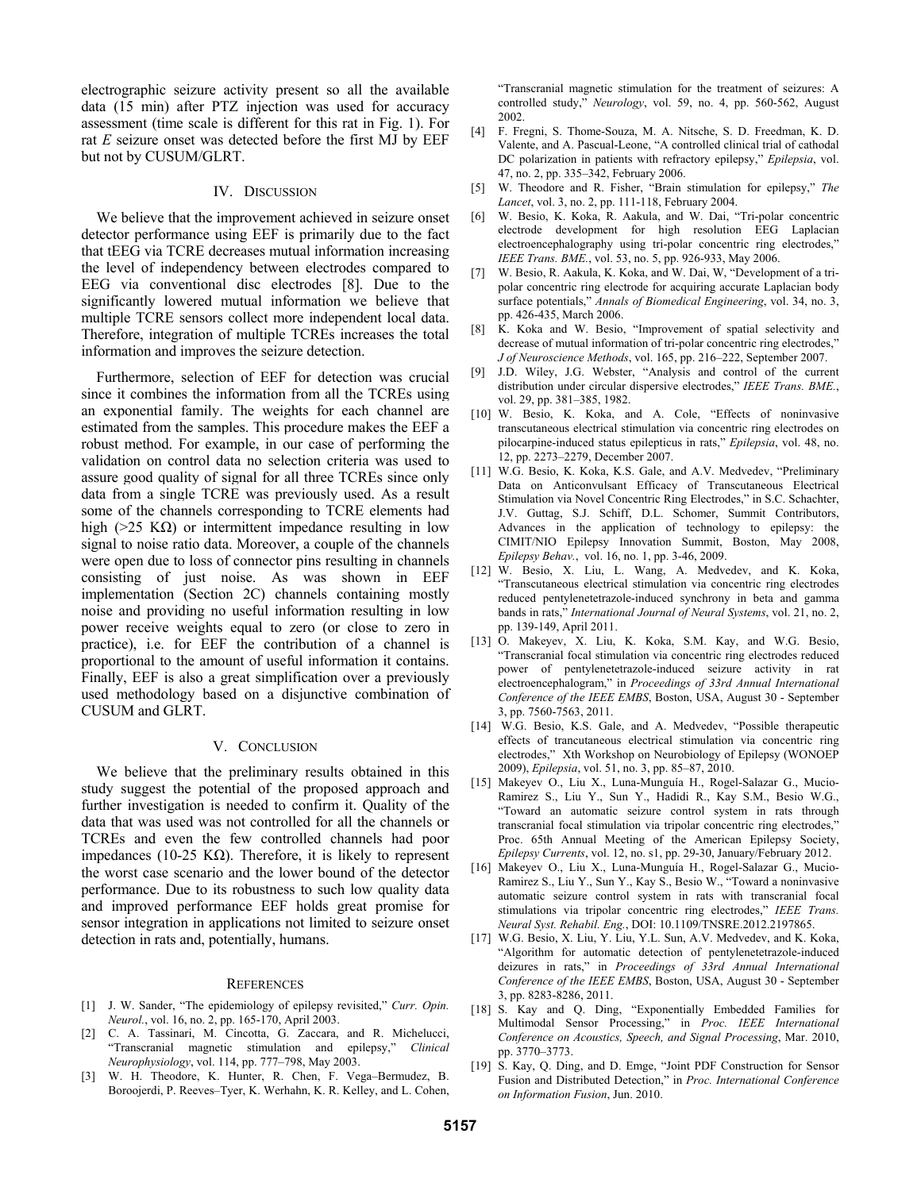electrographic seizure activity present so all the available data (15 min) after PTZ injection was used for accuracy assessment (time scale is different for this rat in Fig. 1). For rat *E* seizure onset was detected before the first MJ by EEF but not by CUSUM/GLRT.

## IV. Discussion

We believe that the improvement achieved in seizure onset detector performance using EEF is primarily due to the fact that tEEG via TCRE decreases mutual information increasing the level of independency between electrodes compared to EEG via conventional disc electrodes [8]. Due to the significantly lowered mutual information we believe that multiple TCRE sensors collect more independent local data. Therefore, integration of multiple TCREs increases the total information and improves the seizure detection.

Furthermore, selection of EEF for detection was crucial since it combines the information from all the TCREs using an exponential family. The weights for each channel are estimated from the samples. This procedure makes the EEF a robust method. For example, in our case of performing the validation on control data no selection criteria was used to assure good quality of signal for all three TCREs since only data from a single TCRE was previously used. As a result some of the channels corresponding to TCRE elements had high (>25 KΩ) or intermittent impedance resulting in low signal to noise ratio data. Moreover, a couple of the channels were open due to loss of connector pins resulting in channels consisting of just noise. As was shown in EEF implementation (Section 2C) channels containing mostly noise and providing no useful information resulting in low power receive weights equal to zero (or close to zero in practice), i.e. for EEF the contribution of a channel is proportional to the amount of useful information it contains. Finally, EEF is also a great simplification over a previously used methodology based on a disjunctive combination of CUSUM and GLRT.

## V. Conclusion

We believe that the preliminary results obtained in this study suggest the potential of the proposed approach and further investigation is needed to confirm it. Quality of the data that was used was not controlled for all the channels or TCREs and even the few controlled channels had poor impedances (10-25 KΩ). Therefore, it is likely to represent the worst case scenario and the lower bound of the detector performance. Due to its robustness to such low quality data and improved performance EEF holds great promise for sensor integration in applications not limited to seizure onset detection in rats and, potentially, humans.

## References

[1] J. W. Sander, "The epidemiology of epilepsy revisited," *Curr. Opin. Neurol.*, vol. 16, no. 2, pp. 165-170, April 2003.

[2] C. A. Tassinari, M. Cincotta, G. Zaccara, and R. Michelucci, "Transcranial magnetic stimulation and epilepsy," *Clinical Neurophysiology*, vol. 114, pp. 777–798, May 2003.

[3] W. H. Theodore, K. Hunter, R. Chen, F. Vega–Bermudez, B. Boroojerdi, P. Reeves–Tyer, K. Werhahn, K. R. Kelley, and L. Cohen, "Transcranial magnetic stimulation for the treatment of seizures: A controlled study," *Neurology*, vol. 59, no. 4, pp. 560-562, August 2002.

[4] F. Fregni, S. Thome-Souza, M. A. Nitsche, S. D. Freedman, K. D. Valente, and A. Pascual-Leone, "A controlled clinical trial of cathodal DC polarization in patients with refractory epilepsy," *Epilepsia*, vol. 47, no. 2, pp. 335–342, February 2006.

[5] W. Theodore and R. Fisher, "Brain stimulation for epilepsy," *The Lancet*, vol. 3, no. 2, pp. 111-118, February 2004.

[6] W. Besio, K. Koka, R. Aakula, and W. Dai, "Tri-polar concentric electrode development for high resolution EEG Laplacian electroencephalography using tri-polar concentric ring electrodes," *IEEE Trans. BME.*, vol. 53, no. 5, pp. 926-933, May 2006.

[7] W. Besio, R. Aakula, K. Koka, and W. Dai, W, "Development of a tri-polar concentric ring electrode for acquiring accurate Laplacian body surface potentials," *Annals of Biomedical Engineering*, vol. 34, no. 3, pp. 426-435, March 2006.

[8] K. Koka and W. Besio, "Improvement of spatial selectivity and decrease of mutual information of tri-polar concentric ring electrodes," *J of Neuroscience Methods*, vol. 165, pp. 216–222, September 2007.

[9] J.D. Wiley, J.G. Webster, "Analysis and control of the current distribution under circular dispersive electrodes," *IEEE Trans. BME.*, vol. 29, pp. 381–385, 1982.

[10] W. Besio, K. Koka, and A. Cole, "Effects of noninvasive transcutaneous electrical stimulation via concentric ring electrodes on pilocarpine-induced status epilepticus in rats," *Epilepsia*, vol. 48, no. 12, pp. 2273–2279, December 2007.

[11] W.G. Besio, K. Koka, K.S. Gale, and A.V. Medvedev, "Preliminary Data on Anticonvulsant Efficacy of Transcutaneous Electrical Stimulation via Novel Concentric Ring Electrodes," in S.C. Schachter, J.V. Guttag, S.J. Schiff, D.L. Schomer, Summit Contributors, Advances in the application of technology to epilepsy: the CIMIT/NIO Epilepsy Innovation Summit, Boston, May 2008, *Epilepsy Behav.*, vol. 16, no. 1, pp. 3-46, 2009.

[12] W. Besio, X. Liu, L. Wang, A. Medvedev, and K. Koka, "Transcutaneous electrical stimulation via concentric ring electrodes reduced pentylenetetrazole-induced synchrony in beta and gamma bands in rats," *International Journal of Neural Systems*, vol. 21, no. 2, pp. 139-149, April 2011.

[13] O. Makeyev, X. Liu, K. Koka, S.M. Kay, and W.G. Besio, "Transcranial focal stimulation via concentric ring electrodes reduced power of pentylenetetrazole-induced seizure activity in rat electroencephalogram," in *Proceedings of 33rd Annual International Conference of the IEEE EMBS*, Boston, USA, August 30 - September 3, pp. 7560-7563, 2011.

[14] W.G. Besio, K.S. Gale, and A. Medvedev, "Possible therapeutic effects of trancutaneous electrical stimulation via concentric ring electrodes," Xth Workshop on Neurobiology of Epilepsy (WONOEP 2009), *Epilepsia*, vol. 51, no. 3, pp. 85–87, 2010.

[15] Makeyev O., Liu X., Luna-Munguía H., Rogel-Salazar G., Mucio-Ramirez S., Liu Y., Sun Y., Hadidi R., Kay S.M., Besio W.G., "Toward an automatic seizure control system in rats through transcranial focal stimulation via tripolar concentric ring electrodes," Proc. 65th Annual Meeting of the American Epilepsy Society, *Epilepsy Currents*, vol. 12, no. s1, pp. 29-30, January/February 2012.

[16] Makeyev O., Liu X., Luna-Munguía H., Rogel-Salazar G., Mucio-Ramirez S., Liu Y., Sun Y., Kay S., Besio W., "Toward a noninvasive automatic seizure control system in rats with transcranial focal stimulations via tripolar concentric ring electrodes," *IEEE Trans. Neural Syst. Rehabil. Eng.*, DOI: 10.1109/TNSRE.2012.2197865.

[17] W.G. Besio, X. Liu, Y. Liu, Y.L. Sun, A.V. Medvedev, and K. Koka, "Algorithm for automatic detection of pentylenetetrazole-induced deizures in rats," in *Proceedings of 33rd Annual International Conference of the IEEE EMBS*, Boston, USA, August 30 - September 3, pp. 8283-8286, 2011.

[18] S. Kay and Q. Ding, "Exponentially Embedded Families for Multimodal Sensor Processing," in *Proc. IEEE International Conference on Acoustics, Speech, and Signal Processing*, Mar. 2010, pp. 3770–3773.

[19] S. Kay, Q. Ding, and D. Emge, "Joint PDF Construction for Sensor Fusion and Distributed Detection," in *Proc. International Conference on Information Fusion*, Jun. 2010.